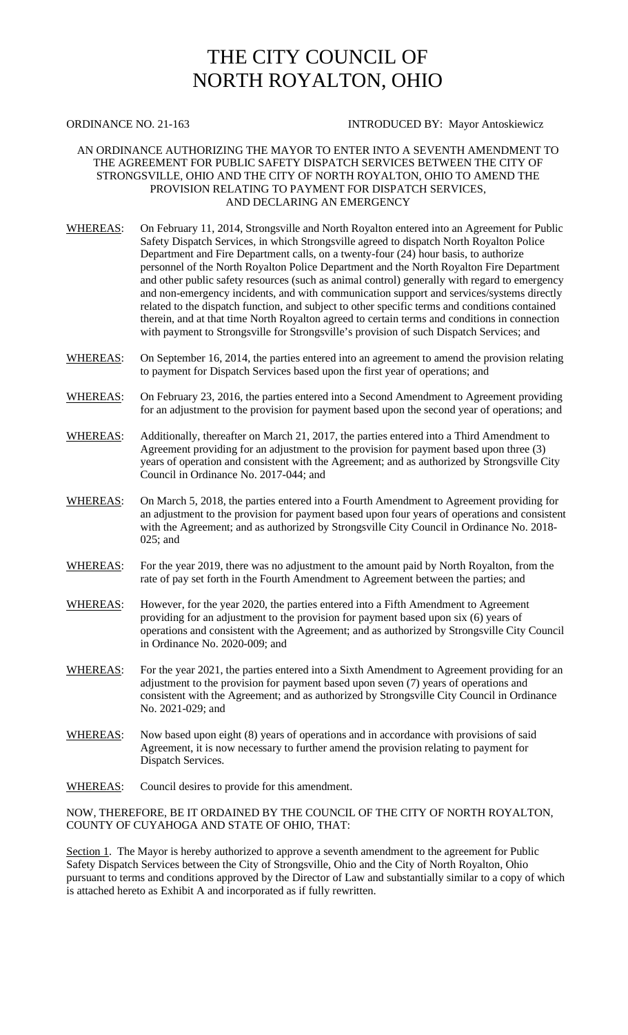# THE CITY COUNCIL OF NORTH ROYALTON, OHIO

ORDINANCE NO. 21-163 INTRODUCED BY: Mayor Antoskiewicz

AN ORDINANCE AUTHORIZING THE MAYOR TO ENTER INTO A SEVENTH AMENDMENT TO THE AGREEMENT FOR PUBLIC SAFETY DISPATCH SERVICES BETWEEN THE CITY OF STRONGSVILLE, OHIO AND THE CITY OF NORTH ROYALTON, OHIO TO AMEND THE PROVISION RELATING TO PAYMENT FOR DISPATCH SERVICES, AND DECLARING AN EMERGENCY

WHEREAS: On February 11, 2014, Strongsville and North Royalton entered into an Agreement for Public Safety Dispatch Services, in which Strongsville agreed to dispatch North Royalton Police Department and Fire Department calls, on a twenty-four (24) hour basis, to authorize personnel of the North Royalton Police Department and the North Royalton Fire Department and other public safety resources (such as animal control) generally with regard to emergency and non-emergency incidents, and with communication support and services/systems directly related to the dispatch function, and subject to other specific terms and conditions contained therein, and at that time North Royalton agreed to certain terms and conditions in connection with payment to Strongsville for Strongsville's provision of such Dispatch Services; and

WHEREAS: On September 16, 2014, the parties entered into an agreement to amend the provision relating to payment for Dispatch Services based upon the first year of operations; and

WHEREAS: On February 23, 2016, the parties entered into a Second Amendment to Agreement providing for an adjustment to the provision for payment based upon the second year of operations; and

WHEREAS: Additionally, thereafter on March 21, 2017, the parties entered into a Third Amendment to Agreement providing for an adjustment to the provision for payment based upon three (3) years of operation and consistent with the Agreement; and as authorized by Strongsville City Council in Ordinance No. 2017-044; and

WHEREAS: On March 5, 2018, the parties entered into a Fourth Amendment to Agreement providing for an adjustment to the provision for payment based upon four years of operations and consistent with the Agreement; and as authorized by Strongsville City Council in Ordinance No. 2018-025; and

WHEREAS: For the year 2019, there was no adjustment to the amount paid by North Royalton, from the rate of pay set forth in the Fourth Amendment to Agreement between the parties; and

WHEREAS: However, for the year 2020, the parties entered into a Fifth Amendment to Agreement providing for an adjustment to the provision for payment based upon six (6) years of operations and consistent with the Agreement; and as authorized by Strongsville City Council in Ordinance No. 2020-009; and

WHEREAS: For the year 2021, the parties entered into a Sixth Amendment to Agreement providing for an adjustment to the provision for payment based upon seven (7) years of operations and consistent with the Agreement; and as authorized by Strongsville City Council in Ordinance No. 2021-029; and

WHEREAS: Now based upon eight (8) years of operations and in accordance with provisions of said Agreement, it is now necessary to further amend the provision relating to payment for Dispatch Services.

WHEREAS: Council desires to provide for this amendment.

NOW, THEREFORE, BE IT ORDAINED BY THE COUNCIL OF THE CITY OF NORTH ROYALTON, COUNTY OF CUYAHOGA AND STATE OF OHIO, THAT:

Section 1. The Mayor is hereby authorized to approve a seventh amendment to the agreement for Public Safety Dispatch Services between the City of Strongsville, Ohio and the City of North Royalton, Ohio pursuant to terms and conditions approved by the Director of Law and substantially similar to a copy of which is attached hereto as Exhibit A and incorporated as if fully rewritten.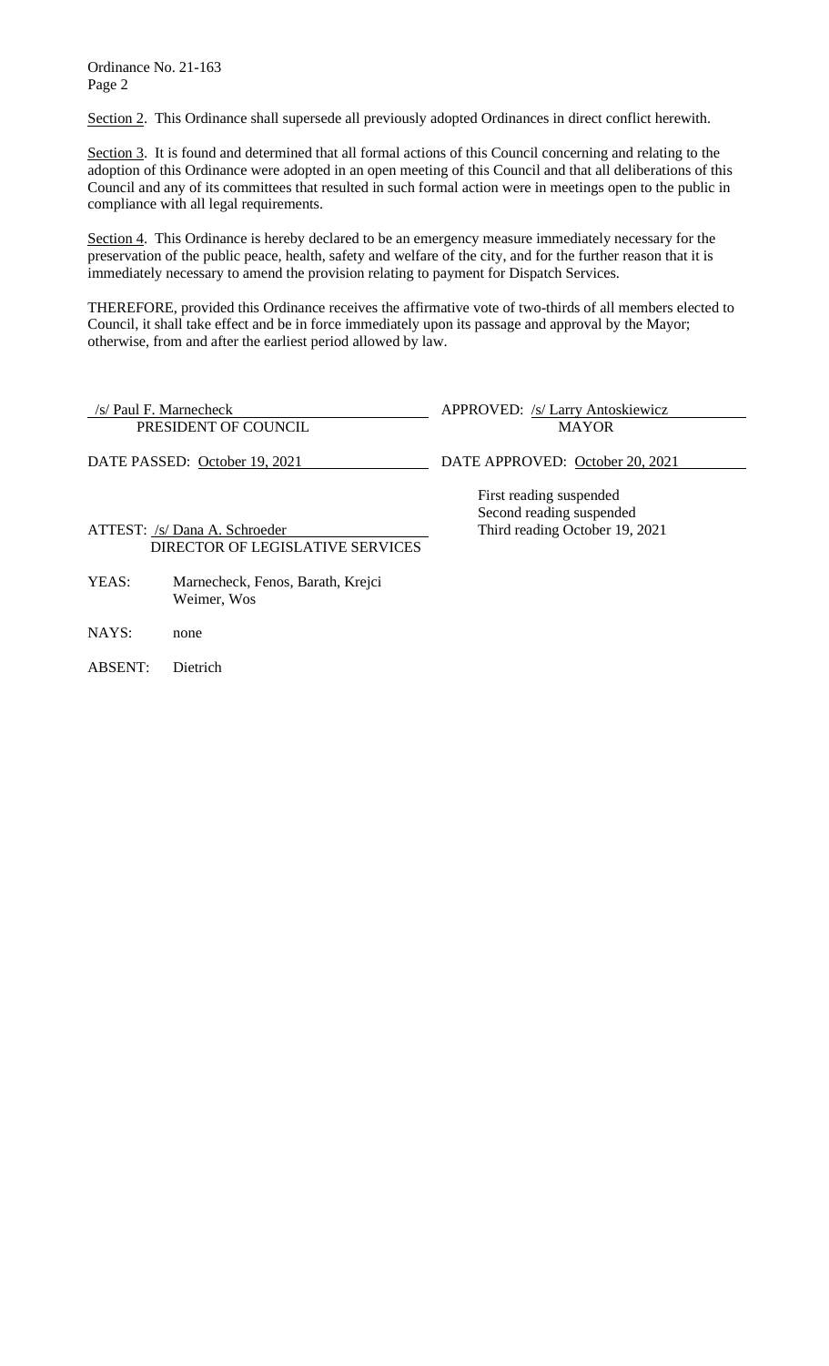Ordinance No. 21-163

Section 2. This Ordinance shall supersede all previously adopted Ordinances in direct conflict herewith.

Section 3. It is found and determined that all formal actions of this Council concerning and relating to the adoption of this Ordinance were adopted in an open meeting of this Council and that all deliberations of this Council and any of its committees that resulted in such formal action were in meetings open to the public in compliance with all legal requirements.

Section 4. This Ordinance is hereby declared to be an emergency measure immediately necessary for the preservation of the public peace, health, safety and welfare of the city, and for the further reason that it is immediately necessary to amend the provision relating to payment for Dispatch Services.

THEREFORE, provided this Ordinance receives the affirmative vote of two-thirds of all members elected to Council, it shall take effect and be in force immediately upon its passage and approval by the Mayor; otherwise, from and after the earliest period allowed by law.

/s/ Paul F. Marnecheck
PRESIDENT OF COUNCIL

APPROVED: /s/ Larry Antoskiewicz
MAYOR

DATE PASSED: October 19, 2021

DATE APPROVED: October 20, 2021

First reading suspended
Second reading suspended
Third reading October 19, 2021

ATTEST: /s/ Dana A. Schroeder
DIRECTOR OF LEGISLATIVE SERVICES

YEAS: Marnecheck, Fenos, Barath, Krejci Weimer, Wos

NAYS: none

ABSENT: Dietrich